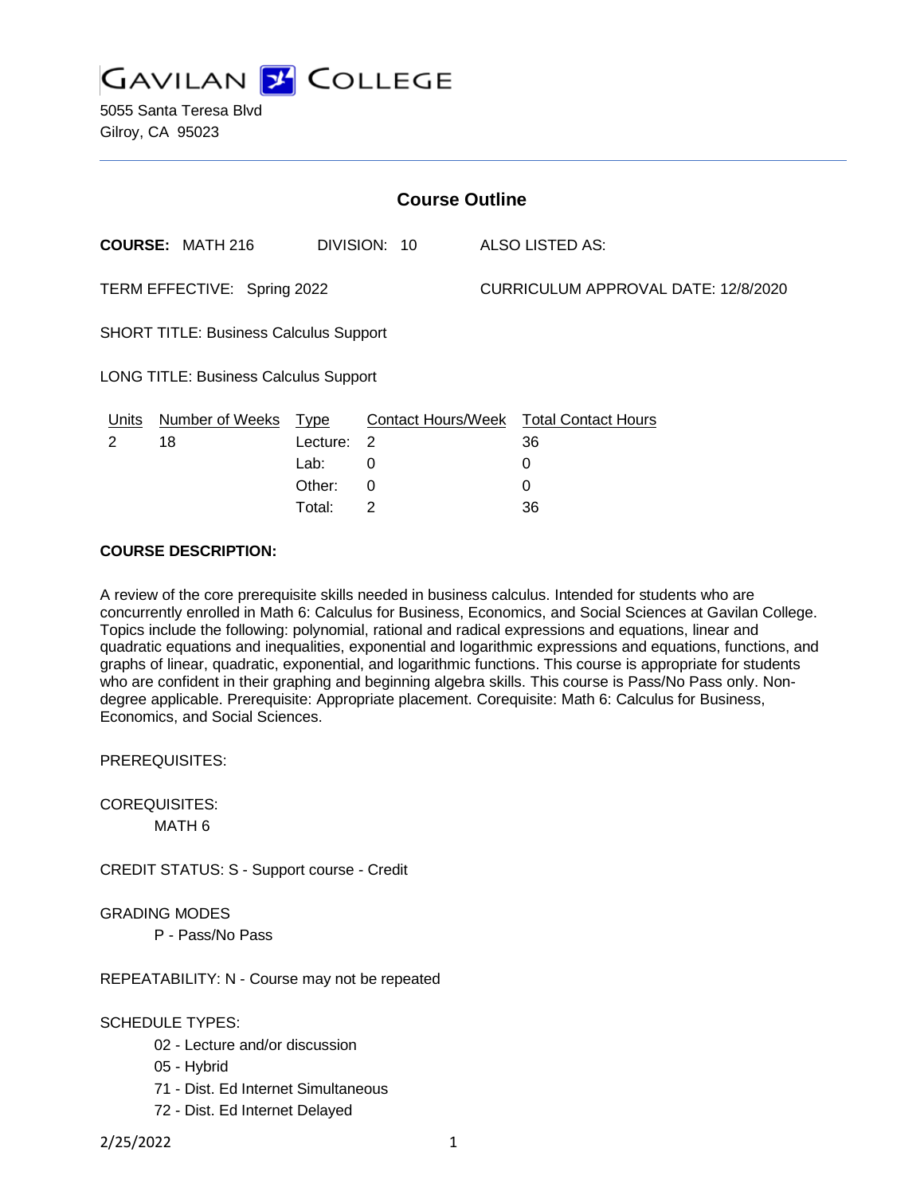# Gavilan College

5055 Santa Teresa Blvd
Gilroy, CA 95023

## Course Outline

**COURSE:** MATH 216 DIVISION: 10 ALSO LISTED AS:

TERM EFFECTIVE: Spring 2022 CURRICULUM APPROVAL DATE: 12/8/2020

SHORT TITLE: Business Calculus Support

LONG TITLE: Business Calculus Support

| Units | Number of Weeks | Type | Contact Hours/Week | Total Contact Hours |
|---|---|---|---|---|
| 2 | 18 | Lecture: | 2 | 36 |
| | | Lab: | 0 | 0 |
| | | Other: | 0 | 0 |
| | | Total: | 2 | 36 |

**COURSE DESCRIPTION:**

A review of the core prerequisite skills needed in business calculus. Intended for students who are concurrently enrolled in Math 6: Calculus for Business, Economics, and Social Sciences at Gavilan College. Topics include the following: polynomial, rational and radical expressions and equations, linear and quadratic equations and inequalities, exponential and logarithmic expressions and equations, functions, and graphs of linear, quadratic, exponential, and logarithmic functions. This course is appropriate for students who are confident in their graphing and beginning algebra skills. This course is Pass/No Pass only. Non-degree applicable. Prerequisite: Appropriate placement. Corequisite: Math 6: Calculus for Business, Economics, and Social Sciences.

PREREQUISITES:

COREQUISITES:
- MATH 6

CREDIT STATUS: S - Support course - Credit

GRADING MODES
- P - Pass/No Pass

REPEATABILITY: N - Course may not be repeated

SCHEDULE TYPES:
- 02 - Lecture and/or discussion
- 05 - Hybrid
- 71 - Dist. Ed Internet Simultaneous
- 72 - Dist. Ed Internet Delayed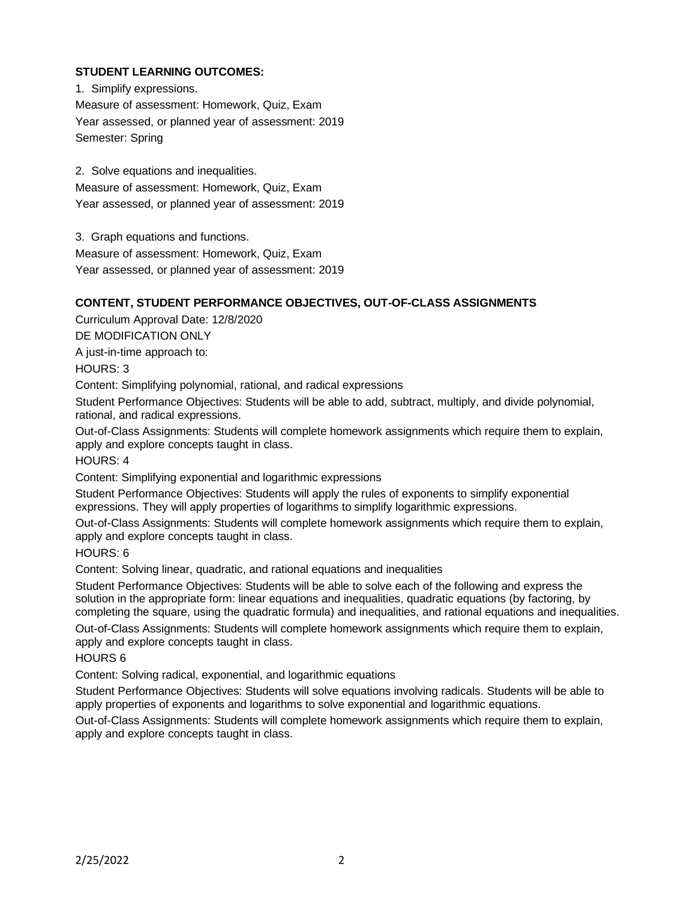**STUDENT LEARNING OUTCOMES:**

1. Simplify expressions.
Measure of assessment: Homework, Quiz, Exam
Year assessed, or planned year of assessment: 2019
Semester: Spring

2. Solve equations and inequalities.
Measure of assessment: Homework, Quiz, Exam
Year assessed, or planned year of assessment: 2019

3. Graph equations and functions.
Measure of assessment: Homework, Quiz, Exam
Year assessed, or planned year of assessment: 2019

**CONTENT, STUDENT PERFORMANCE OBJECTIVES, OUT-OF-CLASS ASSIGNMENTS**

Curriculum Approval Date: 12/8/2020

DE MODIFICATION ONLY

A just-in-time approach to:

HOURS: 3

Content: Simplifying polynomial, rational, and radical expressions

Student Performance Objectives: Students will be able to add, subtract, multiply, and divide polynomial, rational, and radical expressions.

Out-of-Class Assignments: Students will complete homework assignments which require them to explain, apply and explore concepts taught in class.

HOURS: 4

Content: Simplifying exponential and logarithmic expressions

Student Performance Objectives: Students will apply the rules of exponents to simplify exponential expressions. They will apply properties of logarithms to simplify logarithmic expressions.

Out-of-Class Assignments: Students will complete homework assignments which require them to explain, apply and explore concepts taught in class.

HOURS: 6

Content: Solving linear, quadratic, and rational equations and inequalities

Student Performance Objectives: Students will be able to solve each of the following and express the solution in the appropriate form: linear equations and inequalities, quadratic equations (by factoring, by completing the square, using the quadratic formula) and inequalities, and rational equations and inequalities.

Out-of-Class Assignments: Students will complete homework assignments which require them to explain, apply and explore concepts taught in class.

HOURS 6

Content: Solving radical, exponential, and logarithmic equations

Student Performance Objectives: Students will solve equations involving radicals. Students will be able to apply properties of exponents and logarithms to solve exponential and logarithmic equations.

Out-of-Class Assignments: Students will complete homework assignments which require them to explain, apply and explore concepts taught in class.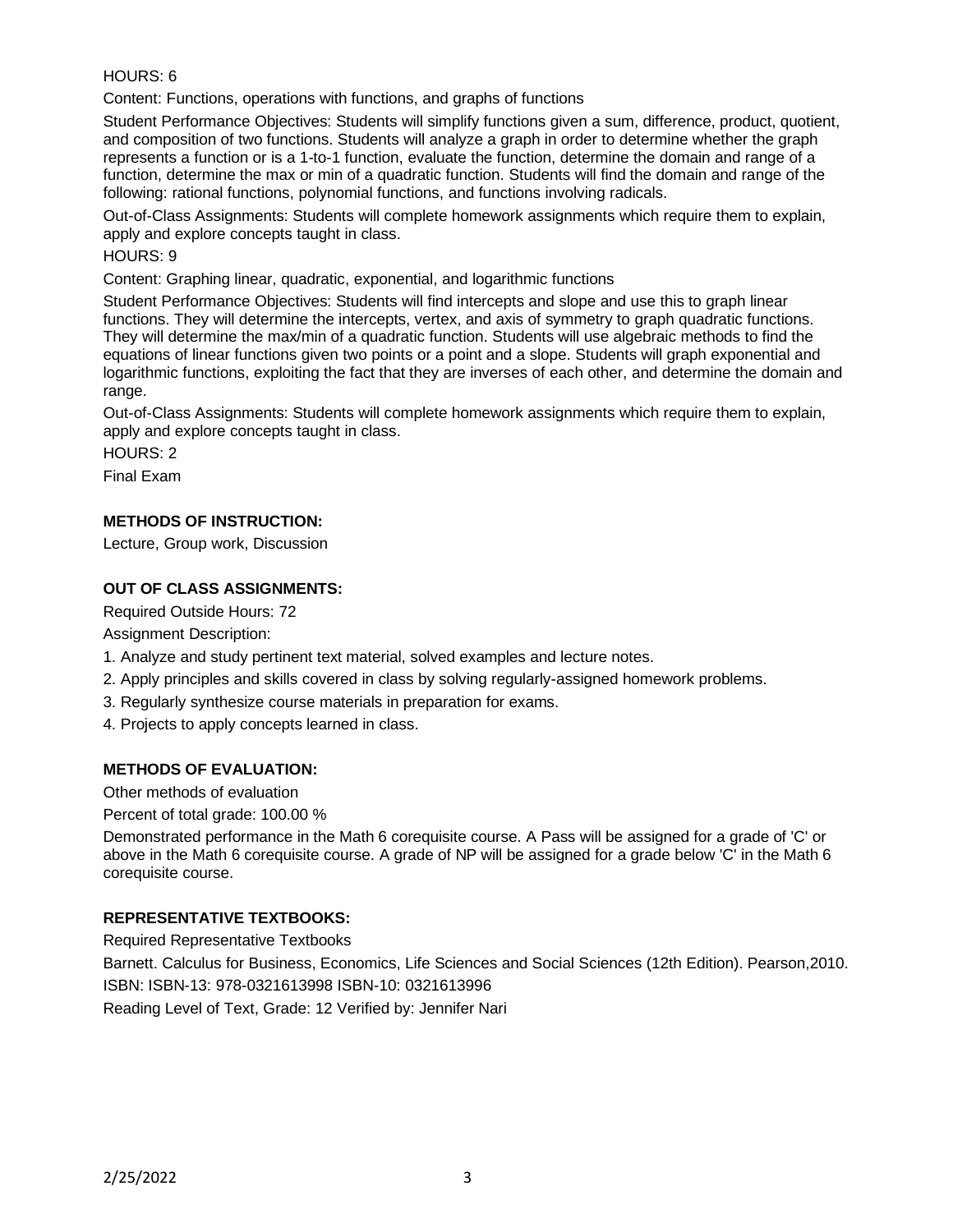HOURS: 6

Content: Functions, operations with functions, and graphs of functions

Student Performance Objectives: Students will simplify functions given a sum, difference, product, quotient, and composition of two functions. Students will analyze a graph in order to determine whether the graph represents a function or is a 1-to-1 function, evaluate the function, determine the domain and range of a function, determine the max or min of a quadratic function. Students will find the domain and range of the following: rational functions, polynomial functions, and functions involving radicals.

Out-of-Class Assignments: Students will complete homework assignments which require them to explain, apply and explore concepts taught in class.

HOURS: 9

Content: Graphing linear, quadratic, exponential, and logarithmic functions

Student Performance Objectives: Students will find intercepts and slope and use this to graph linear functions. They will determine the intercepts, vertex, and axis of symmetry to graph quadratic functions. They will determine the max/min of a quadratic function. Students will use algebraic methods to find the equations of linear functions given two points or a point and a slope. Students will graph exponential and logarithmic functions, exploiting the fact that they are inverses of each other, and determine the domain and range.

Out-of-Class Assignments: Students will complete homework assignments which require them to explain, apply and explore concepts taught in class.

HOURS: 2

Final Exam

**METHODS OF INSTRUCTION:**

Lecture, Group work, Discussion

**OUT OF CLASS ASSIGNMENTS:**

Required Outside Hours: 72

Assignment Description:

1. Analyze and study pertinent text material, solved examples and lecture notes.
2. Apply principles and skills covered in class by solving regularly-assigned homework problems.
3. Regularly synthesize course materials in preparation for exams.
4. Projects to apply concepts learned in class.

**METHODS OF EVALUATION:**

Other methods of evaluation

Percent of total grade: 100.00 %

Demonstrated performance in the Math 6 corequisite course. A Pass will be assigned for a grade of 'C' or above in the Math 6 corequisite course. A grade of NP will be assigned for a grade below 'C' in the Math 6 corequisite course.

**REPRESENTATIVE TEXTBOOKS:**

Required Representative Textbooks

Barnett. Calculus for Business, Economics, Life Sciences and Social Sciences (12th Edition). Pearson,2010.
ISBN: ISBN-13: 978-0321613998 ISBN-10: 0321613996

Reading Level of Text, Grade: 12 Verified by: Jennifer Nari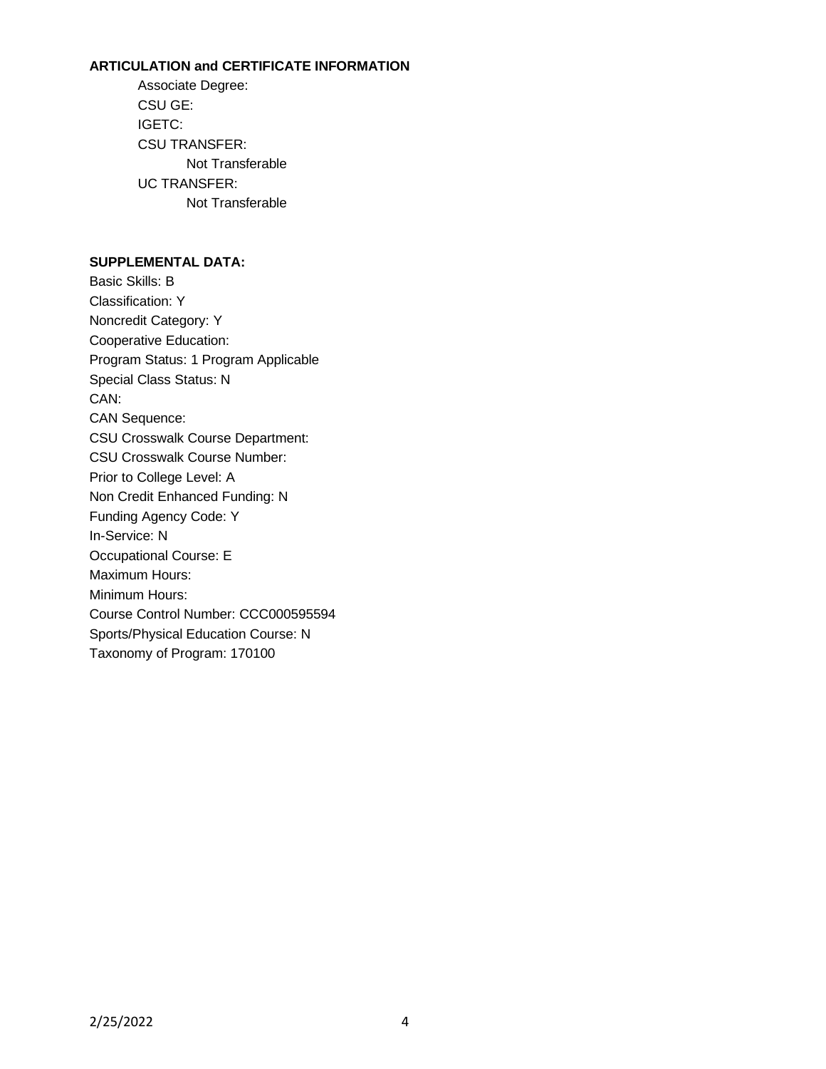**ARTICULATION and CERTIFICATE INFORMATION**

Associate Degree:
CSU GE:
IGETC:
CSU TRANSFER:
Not Transferable
UC TRANSFER:
Not Transferable

**SUPPLEMENTAL DATA:**

Basic Skills: B
Classification: Y
Noncredit Category: Y
Cooperative Education:
Program Status: 1 Program Applicable
Special Class Status: N
CAN:
CAN Sequence:
CSU Crosswalk Course Department:
CSU Crosswalk Course Number:
Prior to College Level: A
Non Credit Enhanced Funding: N
Funding Agency Code: Y
In-Service: N
Occupational Course: E
Maximum Hours:
Minimum Hours:
Course Control Number: CCC000595594
Sports/Physical Education Course: N
Taxonomy of Program: 170100